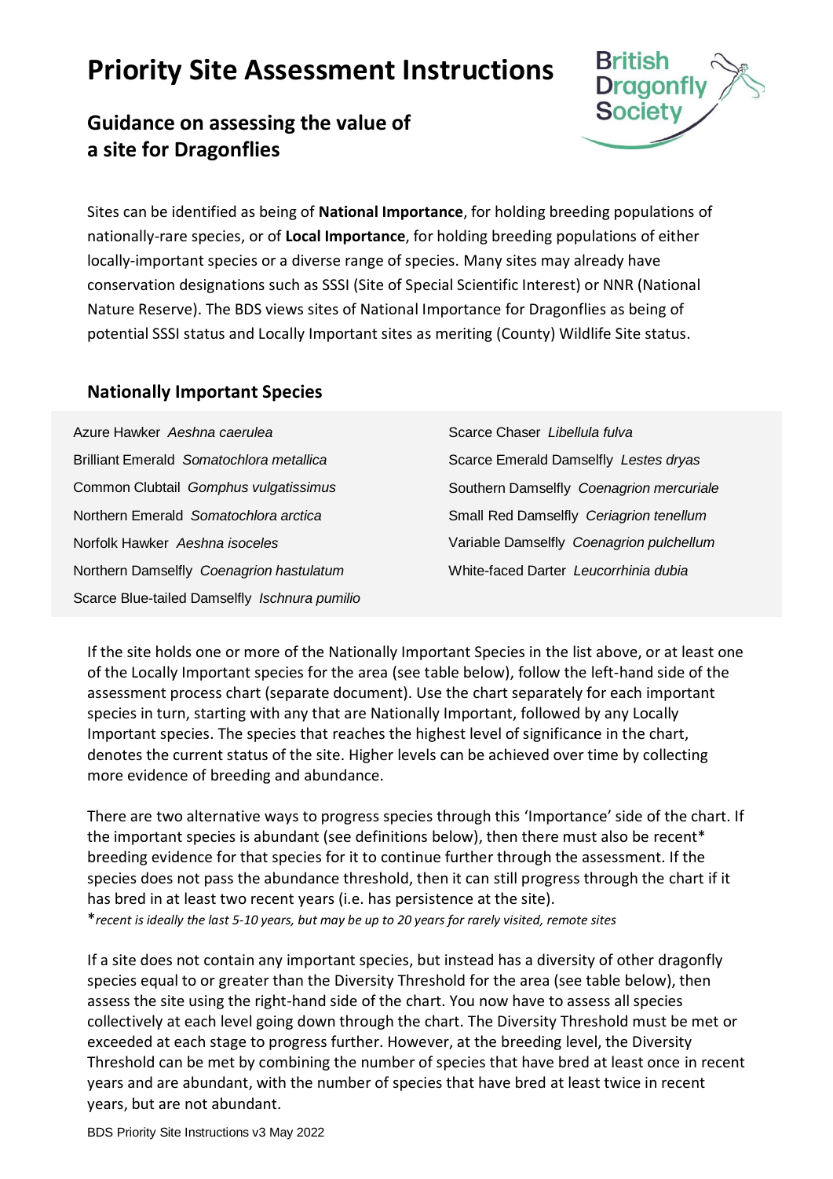# Priority Site Assessment Instructions

## Guidance on assessing the value of a site for Dragonflies

Sites can be identified as being of **National Importance**, for holding breeding populations of nationally-rare species, or of **Local Importance**, for holding breeding populations of either locally-important species or a diverse range of species. Many sites may already have conservation designations such as SSSI (Site of Special Scientific Interest) or NNR (National Nature Reserve). The BDS views sites of National Importance for Dragonflies as being of potential SSSI status and Locally Important sites as meriting (County) Wildlife Site status.

### Nationally Important Species

- Azure Hawker *Aeshna caerulea*
- Brilliant Emerald *Somatochlora metallica*
- Common Clubtail *Gomphus vulgatissimus*
- Northern Emerald *Somatochlora arctica*
- Norfolk Hawker *Aeshna isoceles*
- Northern Damselfly *Coenagrion hastulatum*
- Scarce Blue-tailed Damselfly *Ischnura pumilio*
- Scarce Chaser *Libellula fulva*
- Scarce Emerald Damselfly *Lestes dryas*
- Southern Damselfly *Coenagrion mercuriale*
- Small Red Damselfly *Ceriagrion tenellum*
- Variable Damselfly *Coenagrion pulchellum*
- White-faced Darter *Leucorrhinia dubia*

If the site holds one or more of the Nationally Important Species in the list above, or at least one of the Locally Important species for the area (see table below), follow the left-hand side of the assessment process chart (separate document). Use the chart separately for each important species in turn, starting with any that are Nationally Important, followed by any Locally Important species. The species that reaches the highest level of significance in the chart, denotes the current status of the site. Higher levels can be achieved over time by collecting more evidence of breeding and abundance.

There are two alternative ways to progress species through this 'Importance' side of the chart. If the important species is abundant (see definitions below), then there must also be recent* breeding evidence for that species for it to continue further through the assessment. If the species does not pass the abundance threshold, then it can still progress through the chart if it has bred in at least two recent years (i.e. has persistence at the site).

**recent is ideally the last 5-10 years, but may be up to 20 years for rarely visited, remote sites*

If a site does not contain any important species, but instead has a diversity of other dragonfly species equal to or greater than the Diversity Threshold for the area (see table below), then assess the site using the right-hand side of the chart. You now have to assess all species collectively at each level going down through the chart. The Diversity Threshold must be met or exceeded at each stage to progress further. However, at the breeding level, the Diversity Threshold can be met by combining the number of species that have bred at least once in recent years and are abundant, with the number of species that have bred at least twice in recent years, but are not abundant.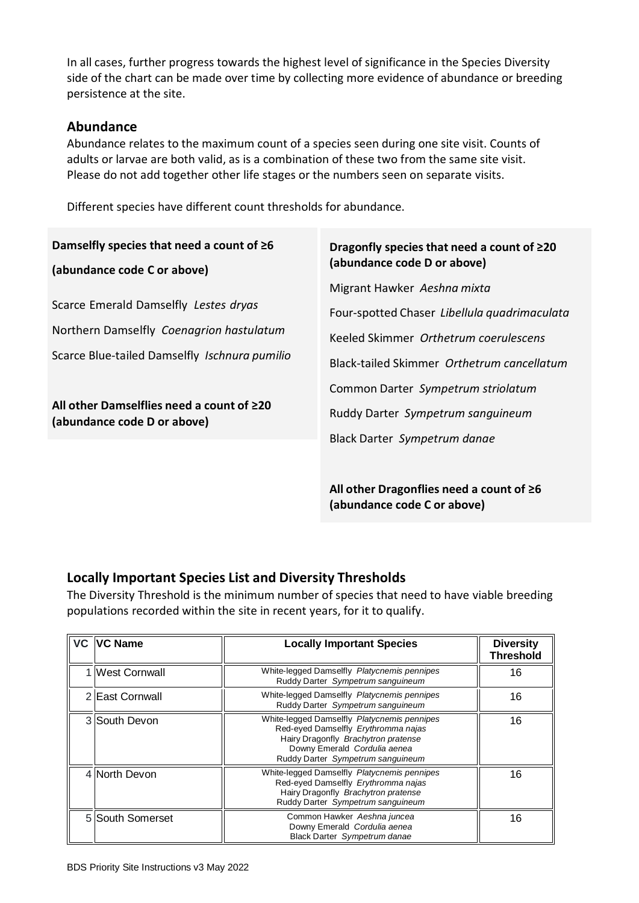In all cases, further progress towards the highest level of significance in the Species Diversity side of the chart can be made over time by collecting more evidence of abundance or breeding persistence at the site.

## Abundance

Abundance relates to the maximum count of a species seen during one site visit. Counts of adults or larvae are both valid, as is a combination of these two from the same site visit. Please do not add together other life stages or the numbers seen on separate visits.

Different species have different count thresholds for abundance.

**Damselfly species that need a count of ≥6 (abundance code C or above)**

Scarce Emerald Damselfly *Lestes dryas*

Northern Damselfly *Coenagrion hastulatum*

Scarce Blue-tailed Damselfly *Ischnura pumilio*

**All other Damselflies need a count of ≥20 (abundance code D or above)**

**Dragonfly species that need a count of ≥20 (abundance code D or above)**

Migrant Hawker *Aeshna mixta*

Four-spotted Chaser *Libellula quadrimaculata*

Keeled Skimmer *Orthetrum coerulescens*

Black-tailed Skimmer *Orthetrum cancellatum*

Common Darter *Sympetrum striolatum*

Ruddy Darter *Sympetrum sanguineum*

Black Darter *Sympetrum danae*

**All other Dragonflies need a count of ≥6 (abundance code C or above)**

## Locally Important Species List and Diversity Thresholds

The Diversity Threshold is the minimum number of species that need to have viable breeding populations recorded within the site in recent years, for it to qualify.

| VC | VC Name | Locally Important Species | Diversity Threshold |
|---|---|---|---|
| 1 | West Cornwall | White-legged Damselfly *Platycnemis pennipes*<br>Ruddy Darter *Sympetrum sanguineum* | 16 |
| 2 | East Cornwall | White-legged Damselfly *Platycnemis pennipes*<br>Ruddy Darter *Sympetrum sanguineum* | 16 |
| 3 | South Devon | White-legged Damselfly *Platycnemis pennipes*<br>Red-eyed Damselfly *Erythromma najas*<br>Hairy Dragonfly *Brachytron pratense*<br>Downy Emerald *Cordulia aenea*<br>Ruddy Darter *Sympetrum sanguineum* | 16 |
| 4 | North Devon | White-legged Damselfly *Platycnemis pennipes*<br>Red-eyed Damselfly *Erythromma najas*<br>Hairy Dragonfly *Brachytron pratense*<br>Ruddy Darter *Sympetrum sanguineum* | 16 |
| 5 | South Somerset | Common Hawker *Aeshna juncea*<br>Downy Emerald *Cordulia aenea*<br>Black Darter *Sympetrum danae* | 16 |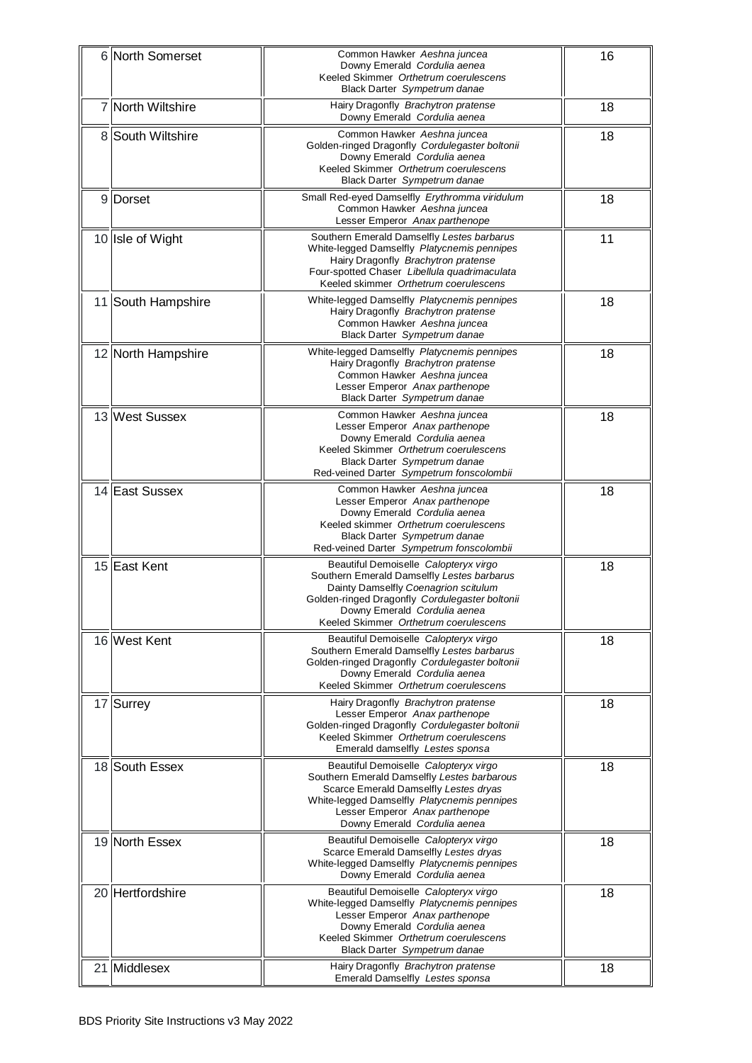| | | | |
|---|---|---|---|
| 6 | North Somerset | Common Hawker *Aeshna juncea*<br>Downy Emerald *Cordulia aenea*<br>Keeled Skimmer *Orthetrum coerulescens*<br>Black Darter *Sympetrum danae* | 16 |
| 7 | North Wiltshire | Hairy Dragonfly *Brachytron pratense*<br>Downy Emerald *Cordulia aenea* | 18 |
| 8 | South Wiltshire | Common Hawker *Aeshna juncea*<br>Golden-ringed Dragonfly *Cordulegaster boltonii*<br>Downy Emerald *Cordulia aenea*<br>Keeled Skimmer *Orthetrum coerulescens*<br>Black Darter *Sympetrum danae* | 18 |
| 9 | Dorset | Small Red-eyed Damselfly *Erythromma viridulum*<br>Common Hawker *Aeshna juncea*<br>Lesser Emperor *Anax parthenope* | 18 |
| 10 | Isle of Wight | Southern Emerald Damselfly *Lestes barbarus*<br>White-legged Damselfly *Platycnemis pennipes*<br>Hairy Dragonfly *Brachytron pratense*<br>Four-spotted Chaser *Libellula quadrimaculata*<br>Keeled skimmer *Orthetrum coerulescens* | 11 |
| 11 | South Hampshire | White-legged Damselfly *Platycnemis pennipes*<br>Hairy Dragonfly *Brachytron pratense*<br>Common Hawker *Aeshna juncea*<br>Black Darter *Sympetrum danae* | 18 |
| 12 | North Hampshire | White-legged Damselfly *Platycnemis pennipes*<br>Hairy Dragonfly *Brachytron pratense*<br>Common Hawker *Aeshna juncea*<br>Lesser Emperor *Anax parthenope*<br>Black Darter *Sympetrum danae* | 18 |
| 13 | West Sussex | Common Hawker *Aeshna juncea*<br>Lesser Emperor *Anax parthenope*<br>Downy Emerald *Cordulia aenea*<br>Keeled Skimmer *Orthetrum coerulescens*<br>Black Darter *Sympetrum danae*<br>Red-veined Darter *Sympetrum fonscolombii* | 18 |
| 14 | East Sussex | Common Hawker *Aeshna juncea*<br>Lesser Emperor *Anax parthenope*<br>Downy Emerald *Cordulia aenea*<br>Keeled skimmer *Orthetrum coerulescens*<br>Black Darter *Sympetrum danae*<br>Red-veined Darter *Sympetrum fonscolombii* | 18 |
| 15 | East Kent | Beautiful Demoiselle *Calopteryx virgo*<br>Southern Emerald Damselfly *Lestes barbarus*<br>Dainty Damselfly *Coenagrion scitulum*<br>Golden-ringed Dragonfly *Cordulegaster boltonii*<br>Downy Emerald *Cordulia aenea*<br>Keeled Skimmer *Orthetrum coerulescens* | 18 |
| 16 | West Kent | Beautiful Demoiselle *Calopteryx virgo*<br>Southern Emerald Damselfly *Lestes barbarus*<br>Golden-ringed Dragonfly *Cordulegaster boltonii*<br>Downy Emerald *Cordulia aenea*<br>Keeled Skimmer *Orthetrum coerulescens* | 18 |
| 17 | Surrey | Hairy Dragonfly *Brachytron pratense*<br>Lesser Emperor *Anax parthenope*<br>Golden-ringed Dragonfly *Cordulegaster boltonii*<br>Keeled Skimmer *Orthetrum coerulescens*<br>Emerald damselfly *Lestes sponsa* | 18 |
| 18 | South Essex | Beautiful Demoiselle *Calopteryx virgo*<br>Southern Emerald Damselfly *Lestes barbarous*<br>Scarce Emerald Damselfly *Lestes dryas*<br>White-legged Damselfly *Platycnemis pennipes*<br>Lesser Emperor *Anax parthenope*<br>Downy Emerald *Cordulia aenea* | 18 |
| 19 | North Essex | Beautiful Demoiselle *Calopteryx virgo*<br>Scarce Emerald Damselfly *Lestes dryas*<br>White-legged Damselfly *Platycnemis pennipes*<br>Downy Emerald *Cordulia aenea* | 18 |
| 20 | Hertfordshire | Beautiful Demoiselle *Calopteryx virgo*<br>White-legged Damselfly *Platycnemis pennipes*<br>Lesser Emperor *Anax parthenope*<br>Downy Emerald *Cordulia aenea*<br>Keeled Skimmer *Orthetrum coerulescens*<br>Black Darter *Sympetrum danae* | 18 |
| 21 | Middlesex | Hairy Dragonfly *Brachytron pratense*<br>Emerald Damselfly *Lestes sponsa* | 18 |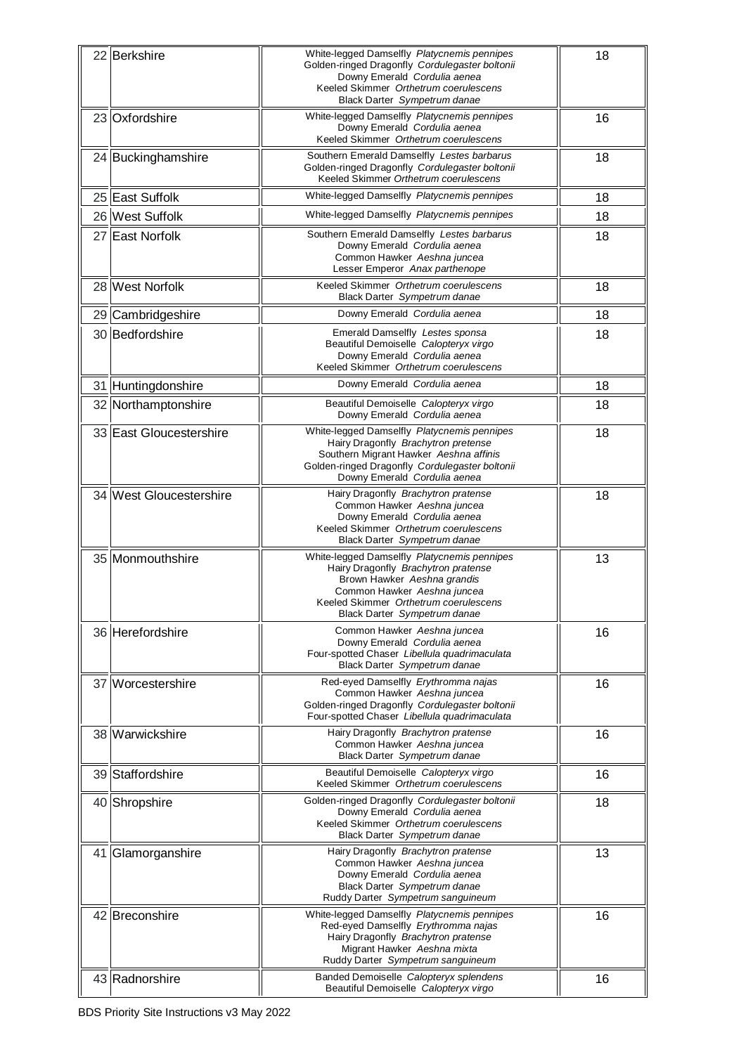| | | | |
|---|---|---|---|
| 22 | Berkshire | White-legged Damselfly *Platycnemis pennipes*<br>Golden-ringed Dragonfly *Cordulegaster boltonii*<br>Downy Emerald *Cordulia aenea*<br>Keeled Skimmer *Orthetrum coerulescens*<br>Black Darter *Sympetrum danae* | 18 |
| 23 | Oxfordshire | White-legged Damselfly *Platycnemis pennipes*<br>Downy Emerald *Cordulia aenea*<br>Keeled Skimmer *Orthetrum coerulescens* | 16 |
| 24 | Buckinghamshire | Southern Emerald Damselfly *Lestes barbarus*<br>Golden-ringed Dragonfly *Cordulegaster boltonii*<br>Keeled Skimmer *Orthetrum coerulescens* | 18 |
| 25 | East Suffolk | White-legged Damselfly *Platycnemis pennipes* | 18 |
| 26 | West Suffolk | White-legged Damselfly *Platycnemis pennipes* | 18 |
| 27 | East Norfolk | Southern Emerald Damselfly *Lestes barbarus*<br>Downy Emerald *Cordulia aenea*<br>Common Hawker *Aeshna juncea*<br>Lesser Emperor *Anax parthenope* | 18 |
| 28 | West Norfolk | Keeled Skimmer *Orthetrum coerulescens*<br>Black Darter *Sympetrum danae* | 18 |
| 29 | Cambridgeshire | Downy Emerald *Cordulia aenea* | 18 |
| 30 | Bedfordshire | Emerald Damselfly *Lestes sponsa*<br>Beautiful Demoiselle *Calopteryx virgo*<br>Downy Emerald *Cordulia aenea*<br>Keeled Skimmer *Orthetrum coerulescens* | 18 |
| 31 | Huntingdonshire | Downy Emerald *Cordulia aenea* | 18 |
| 32 | Northamptonshire | Beautiful Demoiselle *Calopteryx virgo*<br>Downy Emerald *Cordulia aenea* | 18 |
| 33 | East Gloucestershire | White-legged Damselfly *Platycnemis pennipes*<br>Hairy Dragonfly *Brachytron pretense*<br>Southern Migrant Hawker *Aeshna affinis*<br>Golden-ringed Dragonfly *Cordulegaster boltonii*<br>Downy Emerald *Cordulia aenea* | 18 |
| 34 | West Gloucestershire | Hairy Dragonfly *Brachytron pratense*<br>Common Hawker *Aeshna juncea*<br>Downy Emerald *Cordulia aenea*<br>Keeled Skimmer *Orthetrum coerulescens*<br>Black Darter *Sympetrum danae* | 18 |
| 35 | Monmouthshire | White-legged Damselfly *Platycnemis pennipes*<br>Hairy Dragonfly *Brachytron pratense*<br>Brown Hawker *Aeshna grandis*<br>Common Hawker *Aeshna juncea*<br>Keeled Skimmer *Orthetrum coerulescens*<br>Black Darter *Sympetrum danae* | 13 |
| 36 | Herefordshire | Common Hawker *Aeshna juncea*<br>Downy Emerald *Cordulia aenea*<br>Four-spotted Chaser *Libellula quadrimaculata*<br>Black Darter *Sympetrum danae* | 16 |
| 37 | Worcestershire | Red-eyed Damselfly *Erythromma najas*<br>Common Hawker *Aeshna juncea*<br>Golden-ringed Dragonfly *Cordulegaster boltonii*<br>Four-spotted Chaser *Libellula quadrimaculata* | 16 |
| 38 | Warwickshire | Hairy Dragonfly *Brachytron pratense*<br>Common Hawker *Aeshna juncea*<br>Black Darter *Sympetrum danae* | 16 |
| 39 | Staffordshire | Beautiful Demoiselle *Calopteryx virgo*<br>Keeled Skimmer *Orthetrum coerulescens* | 16 |
| 40 | Shropshire | Golden-ringed Dragonfly *Cordulegaster boltonii*<br>Downy Emerald *Cordulia aenea*<br>Keeled Skimmer *Orthetrum coerulescens*<br>Black Darter *Sympetrum danae* | 18 |
| 41 | Glamorganshire | Hairy Dragonfly *Brachytron pratense*<br>Common Hawker *Aeshna juncea*<br>Downy Emerald *Cordulia aenea*<br>Black Darter *Sympetrum danae*<br>Ruddy Darter *Sympetrum sanguineum* | 13 |
| 42 | Breconshire | White-legged Damselfly *Platycnemis pennipes*<br>Red-eyed Damselfly *Erythromma najas*<br>Hairy Dragonfly *Brachytron pratense*<br>Migrant Hawker *Aeshna mixta*<br>Ruddy Darter *Sympetrum sanguineum* | 16 |
| 43 | Radnorshire | Banded Demoiselle *Calopteryx splendens*<br>Beautiful Demoiselle *Calopteryx virgo* | 16 |

BDS Priority Site Instructions v3 May 2022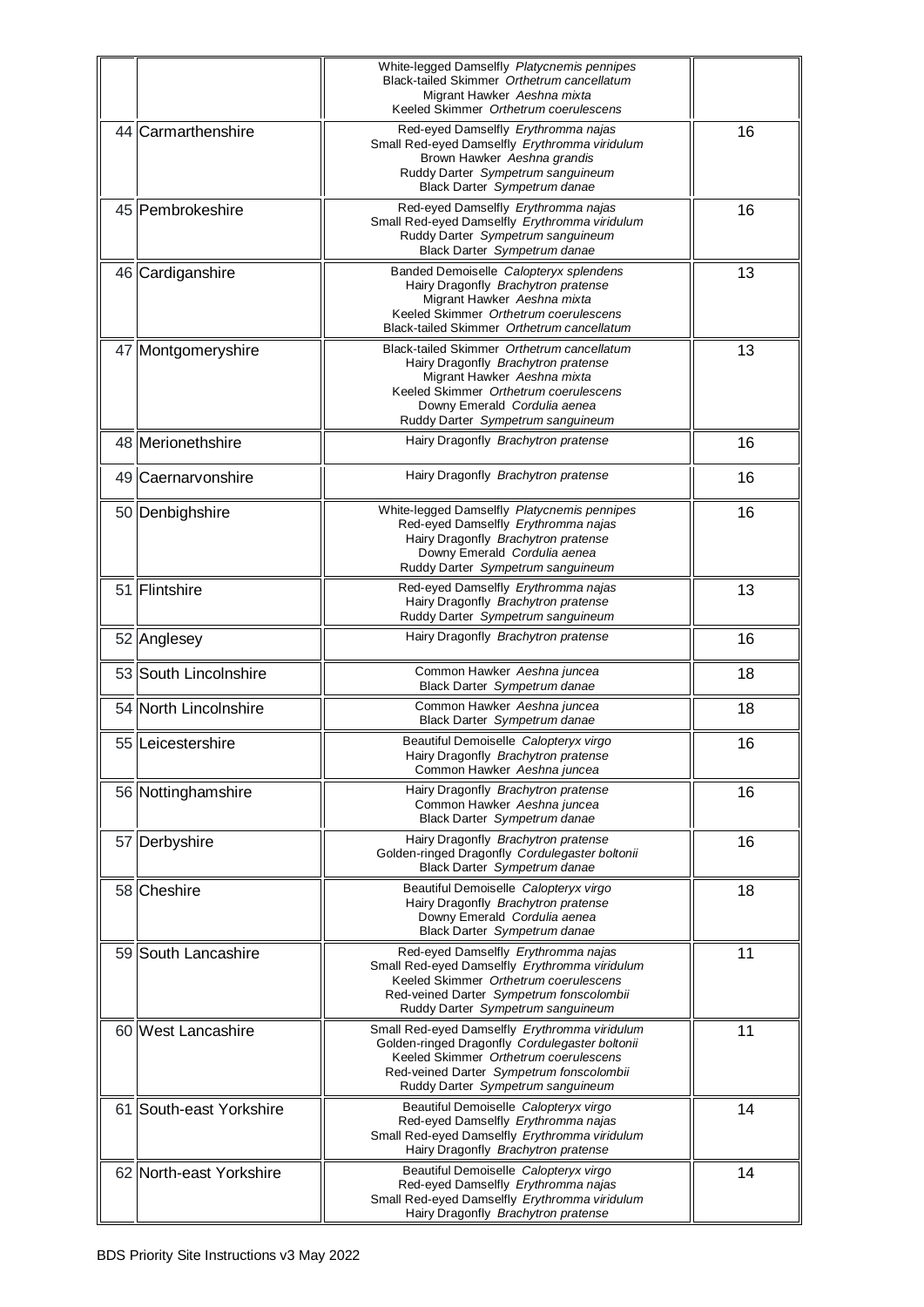| | | | |
|---|---|---|---|
| | | White-legged Damselfly *Platycnemis pennipes*<br>Black-tailed Skimmer *Orthetrum cancellatum*<br>Migrant Hawker *Aeshna mixta*<br>Keeled Skimmer *Orthetrum coerulescens* | |
| 44 | Carmarthenshire | Red-eyed Damselfly *Erythromma najas*<br>Small Red-eyed Damselfly *Erythromma viridulum*<br>Brown Hawker *Aeshna grandis*<br>Ruddy Darter *Sympetrum sanguineum*<br>Black Darter *Sympetrum danae* | 16 |
| 45 | Pembrokeshire | Red-eyed Damselfly *Erythromma najas*<br>Small Red-eyed Damselfly *Erythromma viridulum*<br>Ruddy Darter *Sympetrum sanguineum*<br>Black Darter *Sympetrum danae* | 16 |
| 46 | Cardiganshire | Banded Demoiselle *Calopteryx splendens*<br>Hairy Dragonfly *Brachytron pratense*<br>Migrant Hawker *Aeshna mixta*<br>Keeled Skimmer *Orthetrum coerulescens*<br>Black-tailed Skimmer *Orthetrum cancellatum* | 13 |
| 47 | Montgomeryshire | Black-tailed Skimmer *Orthetrum cancellatum*<br>Hairy Dragonfly *Brachytron pratense*<br>Migrant Hawker *Aeshna mixta*<br>Keeled Skimmer *Orthetrum coerulescens*<br>Downy Emerald *Cordulia aenea*<br>Ruddy Darter *Sympetrum sanguineum* | 13 |
| 48 | Merionethshire | Hairy Dragonfly *Brachytron pratense* | 16 |
| 49 | Caernarvonshire | Hairy Dragonfly *Brachytron pratense* | 16 |
| 50 | Denbighshire | White-legged Damselfly *Platycnemis pennipes*<br>Red-eyed Damselfly *Erythromma najas*<br>Hairy Dragonfly *Brachytron pratense*<br>Downy Emerald *Cordulia aenea*<br>Ruddy Darter *Sympetrum sanguineum* | 16 |
| 51 | Flintshire | Red-eyed Damselfly *Erythromma najas*<br>Hairy Dragonfly *Brachytron pratense*<br>Ruddy Darter *Sympetrum sanguineum* | 13 |
| 52 | Anglesey | Hairy Dragonfly *Brachytron pratense* | 16 |
| 53 | South Lincolnshire | Common Hawker *Aeshna juncea*<br>Black Darter *Sympetrum danae* | 18 |
| 54 | North Lincolnshire | Common Hawker *Aeshna juncea*<br>Black Darter *Sympetrum danae* | 18 |
| 55 | Leicestershire | Beautiful Demoiselle *Calopteryx virgo*<br>Hairy Dragonfly *Brachytron pratense*<br>Common Hawker *Aeshna juncea* | 16 |
| 56 | Nottinghamshire | Hairy Dragonfly *Brachytron pratense*<br>Common Hawker *Aeshna juncea*<br>Black Darter *Sympetrum danae* | 16 |
| 57 | Derbyshire | Hairy Dragonfly *Brachytron pratense*<br>Golden-ringed Dragonfly *Cordulegaster boltonii*<br>Black Darter *Sympetrum danae* | 16 |
| 58 | Cheshire | Beautiful Demoiselle *Calopteryx virgo*<br>Hairy Dragonfly *Brachytron pratense*<br>Downy Emerald *Cordulia aenea*<br>Black Darter *Sympetrum danae* | 18 |
| 59 | South Lancashire | Red-eyed Damselfly *Erythromma najas*<br>Small Red-eyed Damselfly *Erythromma viridulum*<br>Keeled Skimmer *Orthetrum coerulescens*<br>Red-veined Darter *Sympetrum fonscolombii*<br>Ruddy Darter *Sympetrum sanguineum* | 11 |
| 60 | West Lancashire | Small Red-eyed Damselfly *Erythromma viridulum*<br>Golden-ringed Dragonfly *Cordulegaster boltonii*<br>Keeled Skimmer *Orthetrum coerulescens*<br>Red-veined Darter *Sympetrum fonscolombii*<br>Ruddy Darter *Sympetrum sanguineum* | 11 |
| 61 | South-east Yorkshire | Beautiful Demoiselle *Calopteryx virgo*<br>Red-eyed Damselfly *Erythromma najas*<br>Small Red-eyed Damselfly *Erythromma viridulum*<br>Hairy Dragonfly *Brachytron pratense* | 14 |
| 62 | North-east Yorkshire | Beautiful Demoiselle *Calopteryx virgo*<br>Red-eyed Damselfly *Erythromma najas*<br>Small Red-eyed Damselfly *Erythromma viridulum*<br>Hairy Dragonfly *Brachytron pratense* | 14 |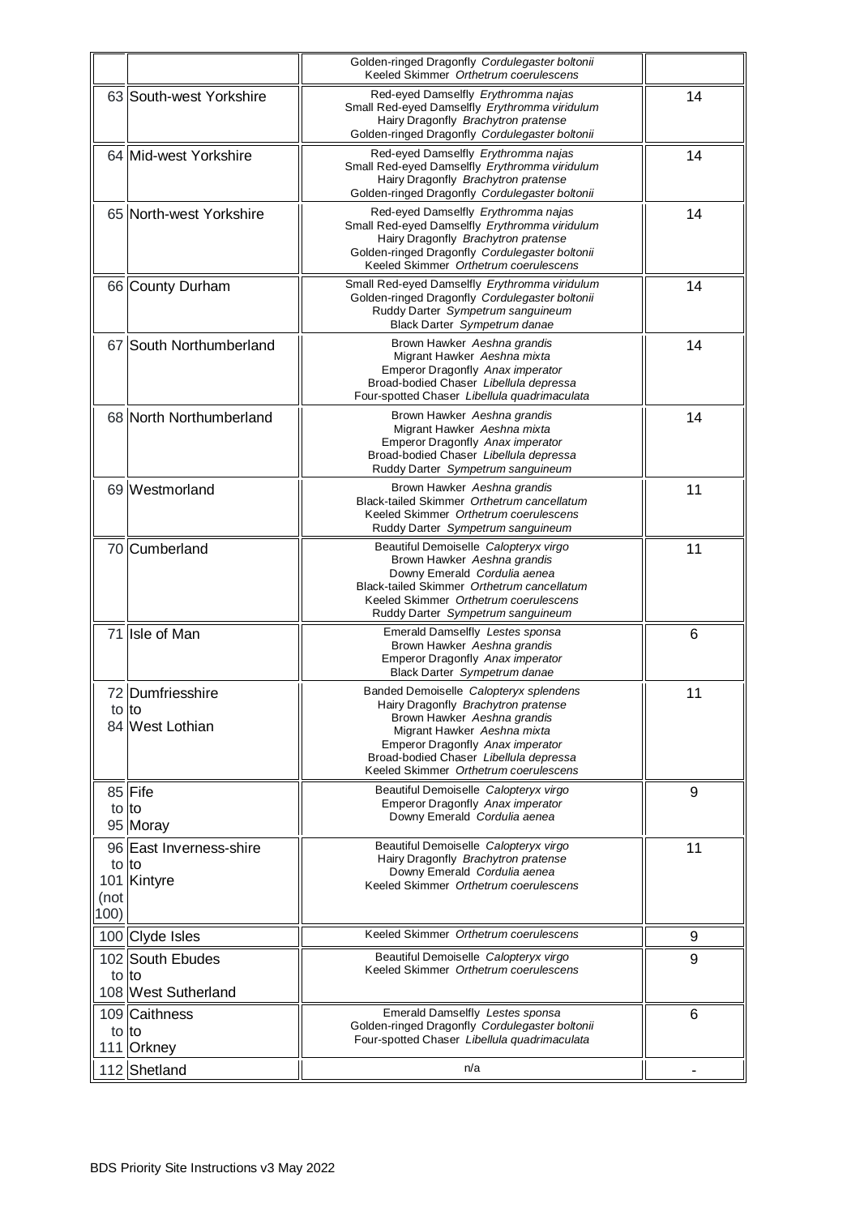| | | | |
|---|---|---|---|
| | | Golden-ringed Dragonfly *Cordulegaster boltonii*<br>Keeled Skimmer *Orthetrum coerulescens* | |
| 63 | South-west Yorkshire | Red-eyed Damselfly *Erythromma najas*<br>Small Red-eyed Damselfly *Erythromma viridulum*<br>Hairy Dragonfly *Brachytron pratense*<br>Golden-ringed Dragonfly *Cordulegaster boltonii* | 14 |
| 64 | Mid-west Yorkshire | Red-eyed Damselfly *Erythromma najas*<br>Small Red-eyed Damselfly *Erythromma viridulum*<br>Hairy Dragonfly *Brachytron pratense*<br>Golden-ringed Dragonfly *Cordulegaster boltonii* | 14 |
| 65 | North-west Yorkshire | Red-eyed Damselfly *Erythromma najas*<br>Small Red-eyed Damselfly *Erythromma viridulum*<br>Hairy Dragonfly *Brachytron pratense*<br>Golden-ringed Dragonfly *Cordulegaster boltonii*<br>Keeled Skimmer *Orthetrum coerulescens* | 14 |
| 66 | County Durham | Small Red-eyed Damselfly *Erythromma viridulum*<br>Golden-ringed Dragonfly *Cordulegaster boltonii*<br>Ruddy Darter *Sympetrum sanguineum*<br>Black Darter *Sympetrum danae* | 14 |
| 67 | South Northumberland | Brown Hawker *Aeshna grandis*<br>Migrant Hawker *Aeshna mixta*<br>Emperor Dragonfly *Anax imperator*<br>Broad-bodied Chaser *Libellula depressa*<br>Four-spotted Chaser *Libellula quadrimaculata* | 14 |
| 68 | North Northumberland | Brown Hawker *Aeshna grandis*<br>Migrant Hawker *Aeshna mixta*<br>Emperor Dragonfly *Anax imperator*<br>Broad-bodied Chaser *Libellula depressa*<br>Ruddy Darter *Sympetrum sanguineum* | 14 |
| 69 | Westmorland | Brown Hawker *Aeshna grandis*<br>Black-tailed Skimmer *Orthetrum cancellatum*<br>Keeled Skimmer *Orthetrum coerulescens*<br>Ruddy Darter *Sympetrum sanguineum* | 11 |
| 70 | Cumberland | Beautiful Demoiselle *Calopteryx virgo*<br>Brown Hawker *Aeshna grandis*<br>Downy Emerald *Cordulia aenea*<br>Black-tailed Skimmer *Orthetrum cancellatum*<br>Keeled Skimmer *Orthetrum coerulescens*<br>Ruddy Darter *Sympetrum sanguineum* | 11 |
| 71 | Isle of Man | Emerald Damselfly *Lestes sponsa*<br>Brown Hawker *Aeshna grandis*<br>Emperor Dragonfly *Anax imperator*<br>Black Darter *Sympetrum danae* | 6 |
| 72<br>to<br>84 | Dumfriesshire<br>to<br>West Lothian | Banded Demoiselle *Calopteryx splendens*<br>Hairy Dragonfly *Brachytron pratense*<br>Brown Hawker *Aeshna grandis*<br>Migrant Hawker *Aeshna mixta*<br>Emperor Dragonfly *Anax imperator*<br>Broad-bodied Chaser *Libellula depressa*<br>Keeled Skimmer *Orthetrum coerulescens* | 11 |
| 85<br>to<br>95 | Fife<br>to<br>Moray | Beautiful Demoiselle *Calopteryx virgo*<br>Emperor Dragonfly *Anax imperator*<br>Downy Emerald *Cordulia aenea* | 9 |
| 96<br>to<br>101<br>(not<br>100) | East Inverness-shire<br>to<br>Kintyre | Beautiful Demoiselle *Calopteryx virgo*<br>Hairy Dragonfly *Brachytron pratense*<br>Downy Emerald *Cordulia aenea*<br>Keeled Skimmer *Orthetrum coerulescens* | 11 |
| 100 | Clyde Isles | Keeled Skimmer *Orthetrum coerulescens* | 9 |
| 102<br>to<br>108 | South Ebudes<br>to<br>West Sutherland | Beautiful Demoiselle *Calopteryx virgo*<br>Keeled Skimmer *Orthetrum coerulescens* | 9 |
| 109<br>to<br>111 | Caithness<br>to<br>Orkney | Emerald Damselfly *Lestes sponsa*<br>Golden-ringed Dragonfly *Cordulegaster boltonii*<br>Four-spotted Chaser *Libellula quadrimaculata* | 6 |
| 112 | Shetland | n/a | - |